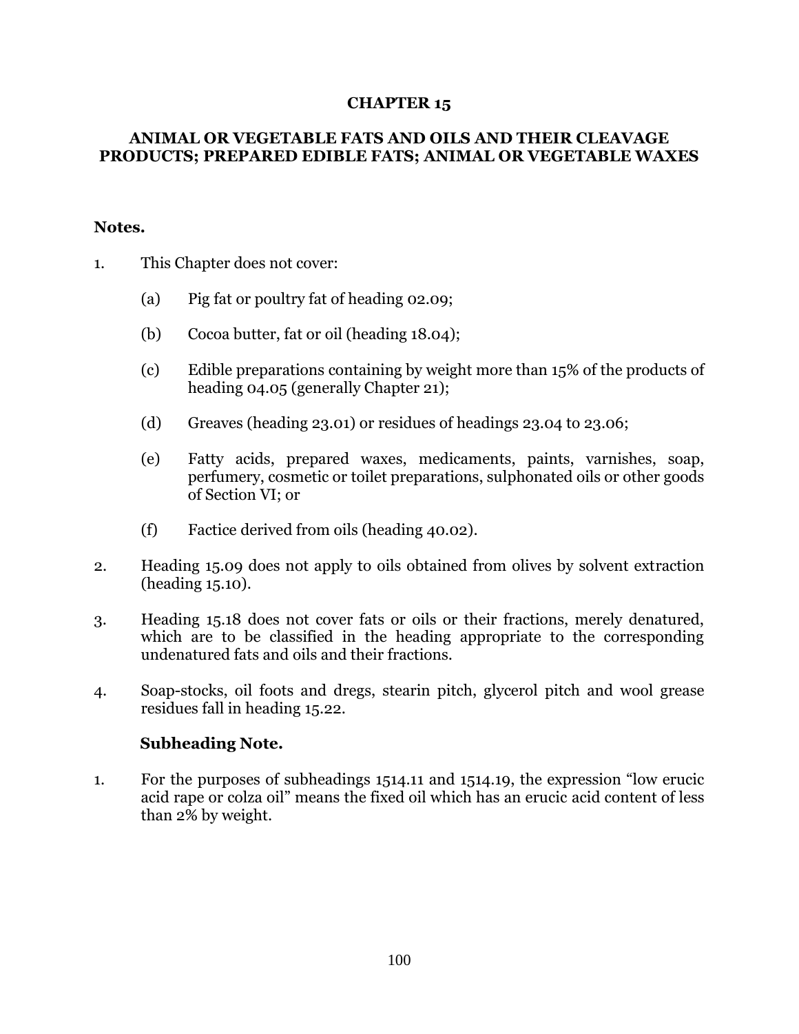# CHAPTER 15

## ANIMAL OR VEGETABLE FATS AND OILS AND THEIR CLEAVAGE PRODUCTS; PREPARED EDIBLE FATS; ANIMAL OR VEGETABLE WAXES

**Notes.**

1. This Chapter does not cover:

   (a) Pig fat or poultry fat of heading 02.09;

   (b) Cocoa butter, fat or oil (heading 18.04);

   (c) Edible preparations containing by weight more than 15% of the products of heading 04.05 (generally Chapter 21);

   (d) Greaves (heading 23.01) or residues of headings 23.04 to 23.06;

   (e) Fatty acids, prepared waxes, medicaments, paints, varnishes, soap, perfumery, cosmetic or toilet preparations, sulphonated oils or other goods of Section VI; or

   (f) Factice derived from oils (heading 40.02).

2. Heading 15.09 does not apply to oils obtained from olives by solvent extraction (heading 15.10).

3. Heading 15.18 does not cover fats or oils or their fractions, merely denatured, which are to be classified in the heading appropriate to the corresponding undenatured fats and oils and their fractions.

4. Soap-stocks, oil foots and dregs, stearin pitch, glycerol pitch and wool grease residues fall in heading 15.22.

**Subheading Note.**

1. For the purposes of subheadings 1514.11 and 1514.19, the expression "low erucic acid rape or colza oil" means the fixed oil which has an erucic acid content of less than 2% by weight.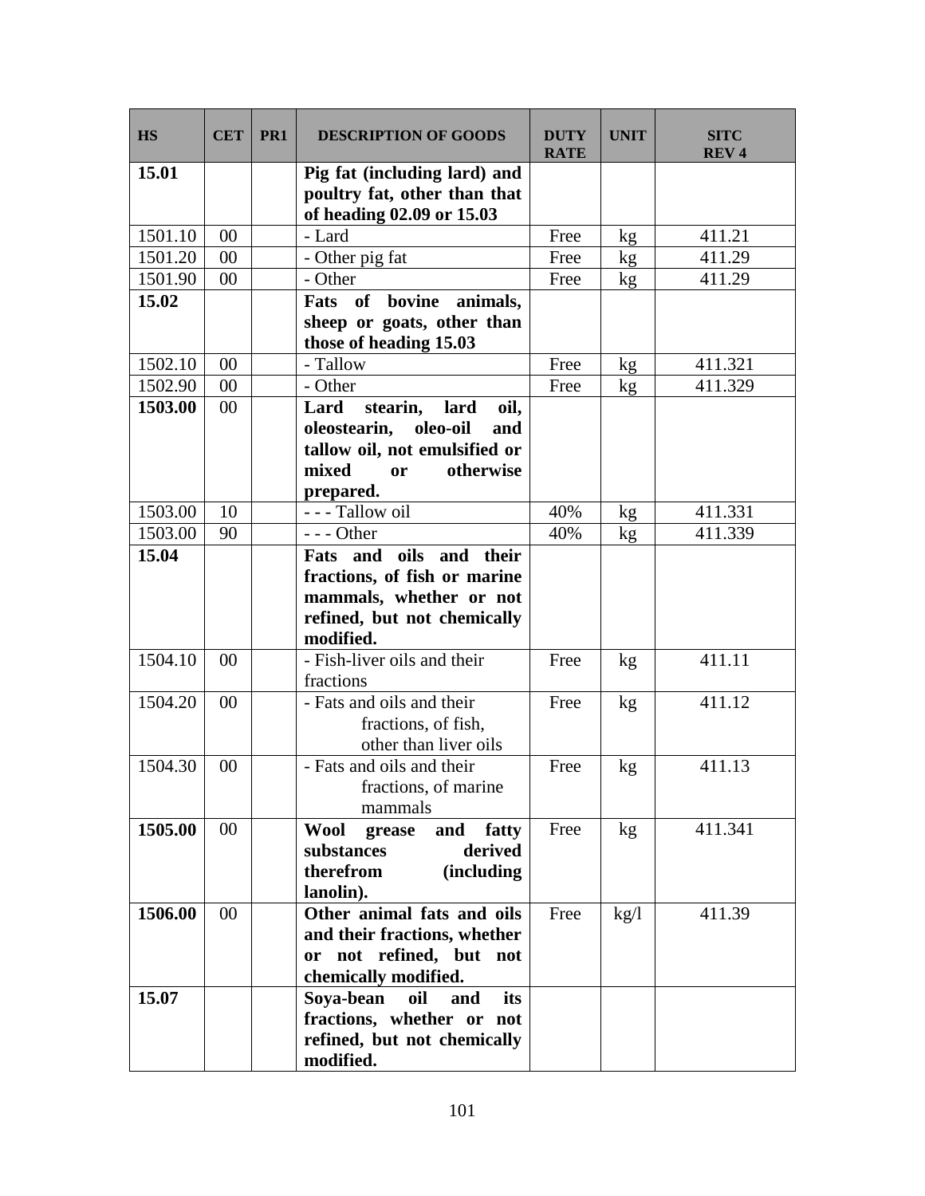| HS | CET | PR1 | DESCRIPTION OF GOODS | DUTY RATE | UNIT | SITC REV 4 |
|---|---|---|---|---|---|---|
| **15.01** | | | **Pig fat (including lard) and poultry fat, other than that of heading 02.09 or 15.03** | | | |
| 1501.10 | 00 | | - Lard | Free | kg | 411.21 |
| 1501.20 | 00 | | - Other pig fat | Free | kg | 411.29 |
| 1501.90 | 00 | | - Other | Free | kg | 411.29 |
| **15.02** | | | **Fats of bovine animals, sheep or goats, other than those of heading 15.03** | | | |
| 1502.10 | 00 | | - Tallow | Free | kg | 411.321 |
| 1502.90 | 00 | | - Other | Free | kg | 411.329 |
| **1503.00** | 00 | | **Lard stearin, lard oil, oleostearin, oleo-oil and tallow oil, not emulsified or mixed or otherwise prepared.** | | | |
| 1503.00 | 10 | | - - - Tallow oil | 40% | kg | 411.331 |
| 1503.00 | 90 | | - - - Other | 40% | kg | 411.339 |
| **15.04** | | | **Fats and oils and their fractions, of fish or marine mammals, whether or not refined, but not chemically modified.** | | | |
| 1504.10 | 00 | | - Fish-liver oils and their fractions | Free | kg | 411.11 |
| 1504.20 | 00 | | - Fats and oils and their fractions, of fish, other than liver oils | Free | kg | 411.12 |
| 1504.30 | 00 | | - Fats and oils and their fractions, of marine mammals | Free | kg | 411.13 |
| **1505.00** | 00 | | **Wool grease and fatty substances derived therefrom (including lanolin).** | Free | kg | 411.341 |
| **1506.00** | 00 | | **Other animal fats and oils and their fractions, whether or not refined, but not chemically modified.** | Free | kg/l | 411.39 |
| **15.07** | | | **Soya-bean oil and its fractions, whether or not refined, but not chemically modified.** | | | |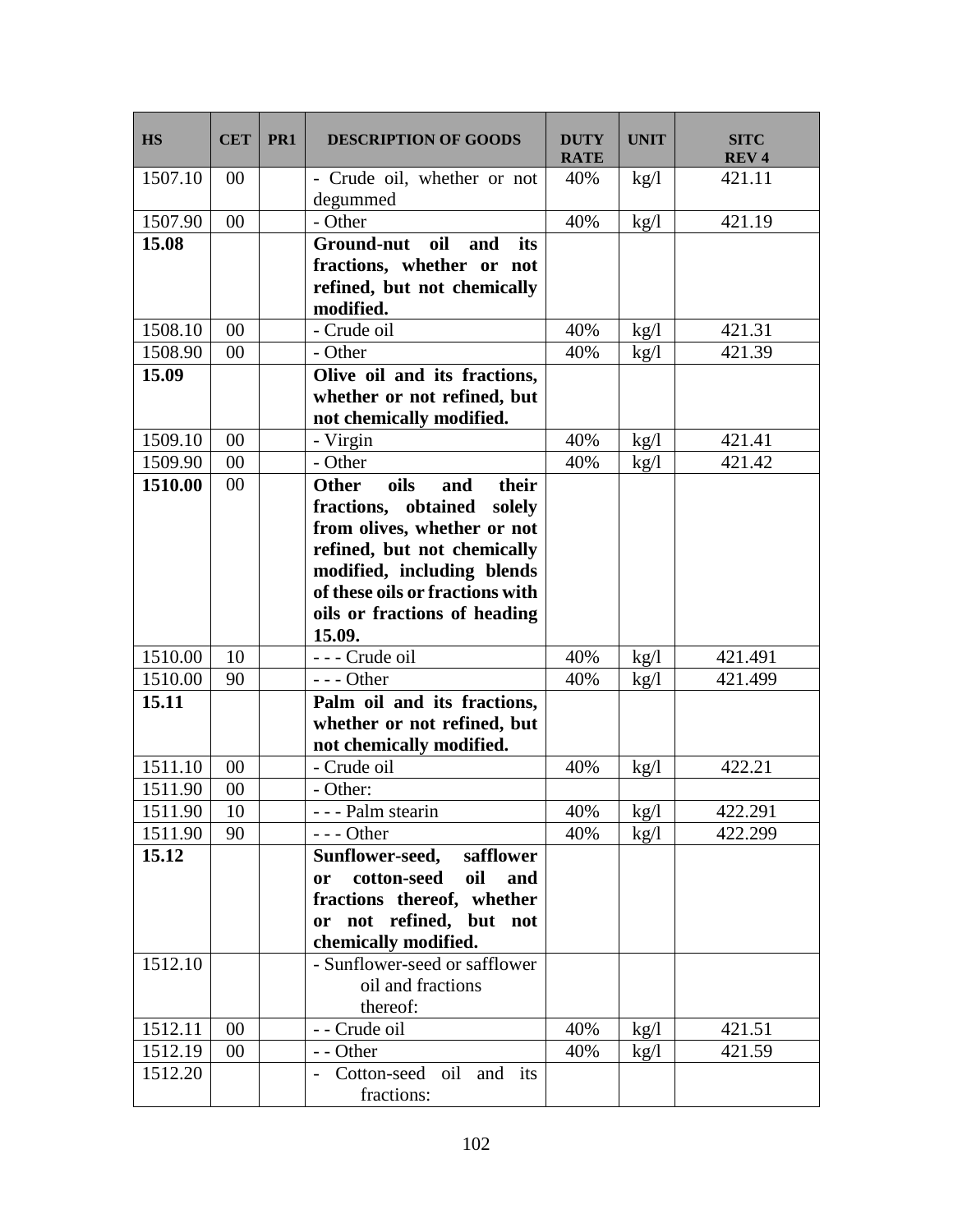| HS | CET | PR1 | DESCRIPTION OF GOODS | DUTY RATE | UNIT | SITC REV 4 |
|---|---|---|---|---|---|---|
| 1507.10 | 00 | | - Crude oil, whether or not degummed | 40% | kg/l | 421.11 |
| 1507.90 | 00 | | - Other | 40% | kg/l | 421.19 |
| **15.08** | | | **Ground-nut oil and its fractions, whether or not refined, but not chemically modified.** | | | |
| 1508.10 | 00 | | - Crude oil | 40% | kg/l | 421.31 |
| 1508.90 | 00 | | - Other | 40% | kg/l | 421.39 |
| **15.09** | | | **Olive oil and its fractions, whether or not refined, but not chemically modified.** | | | |
| 1509.10 | 00 | | - Virgin | 40% | kg/l | 421.41 |
| 1509.90 | 00 | | - Other | 40% | kg/l | 421.42 |
| **1510.00** | 00 | | **Other oils and their fractions, obtained solely from olives, whether or not refined, but not chemically modified, including blends of these oils or fractions with oils or fractions of heading 15.09.** | | | |
| 1510.00 | 10 | | - - - Crude oil | 40% | kg/l | 421.491 |
| 1510.00 | 90 | | - - - Other | 40% | kg/l | 421.499 |
| **15.11** | | | **Palm oil and its fractions, whether or not refined, but not chemically modified.** | | | |
| 1511.10 | 00 | | - Crude oil | 40% | kg/l | 422.21 |
| 1511.90 | 00 | | - Other: | | | |
| 1511.90 | 10 | | - - - Palm stearin | 40% | kg/l | 422.291 |
| 1511.90 | 90 | | - - - Other | 40% | kg/l | 422.299 |
| **15.12** | | | **Sunflower-seed, safflower or cotton-seed oil and fractions thereof, whether or not refined, but not chemically modified.** | | | |
| 1512.10 | | | - Sunflower-seed or safflower oil and fractions thereof: | | | |
| 1512.11 | 00 | | - - Crude oil | 40% | kg/l | 421.51 |
| 1512.19 | 00 | | - - Other | 40% | kg/l | 421.59 |
| 1512.20 | | | - Cotton-seed oil and its fractions: | | | |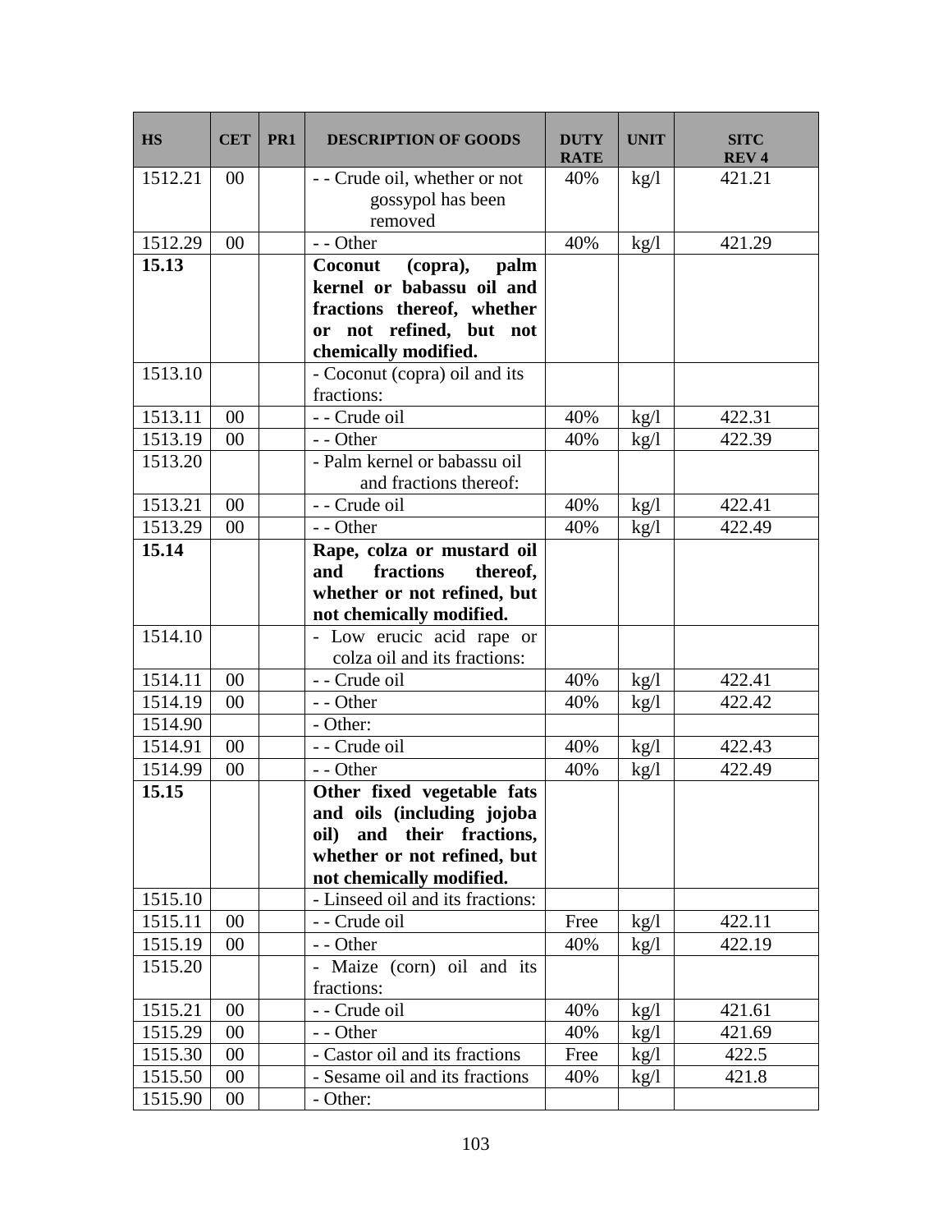| HS | CET | PR1 | DESCRIPTION OF GOODS | DUTY RATE | UNIT | SITC REV 4 |
|---|---|---|---|---|---|---|
| 1512.21 | 00 | | - - Crude oil, whether or not gossypol has been removed | 40% | kg/l | 421.21 |
| 1512.29 | 00 | | - - Other | 40% | kg/l | 421.29 |
| **15.13** | | | **Coconut (copra), palm kernel or babassu oil and fractions thereof, whether or not refined, but not chemically modified.** | | | |
| 1513.10 | | | - Coconut (copra) oil and its fractions: | | | |
| 1513.11 | 00 | | - - Crude oil | 40% | kg/l | 422.31 |
| 1513.19 | 00 | | - - Other | 40% | kg/l | 422.39 |
| 1513.20 | | | - Palm kernel or babassu oil and fractions thereof: | | | |
| 1513.21 | 00 | | - - Crude oil | 40% | kg/l | 422.41 |
| 1513.29 | 00 | | - - Other | 40% | kg/l | 422.49 |
| **15.14** | | | **Rape, colza or mustard oil and fractions thereof, whether or not refined, but not chemically modified.** | | | |
| 1514.10 | | | - Low erucic acid rape or colza oil and its fractions: | | | |
| 1514.11 | 00 | | - - Crude oil | 40% | kg/l | 422.41 |
| 1514.19 | 00 | | - - Other | 40% | kg/l | 422.42 |
| 1514.90 | | | - Other: | | | |
| 1514.91 | 00 | | - - Crude oil | 40% | kg/l | 422.43 |
| 1514.99 | 00 | | - - Other | 40% | kg/l | 422.49 |
| **15.15** | | | **Other fixed vegetable fats and oils (including jojoba oil) and their fractions, whether or not refined, but not chemically modified.** | | | |
| 1515.10 | | | - Linseed oil and its fractions: | | | |
| 1515.11 | 00 | | - - Crude oil | Free | kg/l | 422.11 |
| 1515.19 | 00 | | - - Other | 40% | kg/l | 422.19 |
| 1515.20 | | | - Maize (corn) oil and its fractions: | | | |
| 1515.21 | 00 | | - - Crude oil | 40% | kg/l | 421.61 |
| 1515.29 | 00 | | - - Other | 40% | kg/l | 421.69 |
| 1515.30 | 00 | | - Castor oil and its fractions | Free | kg/l | 422.5 |
| 1515.50 | 00 | | - Sesame oil and its fractions | 40% | kg/l | 421.8 |
| 1515.90 | 00 | | - Other: | | | |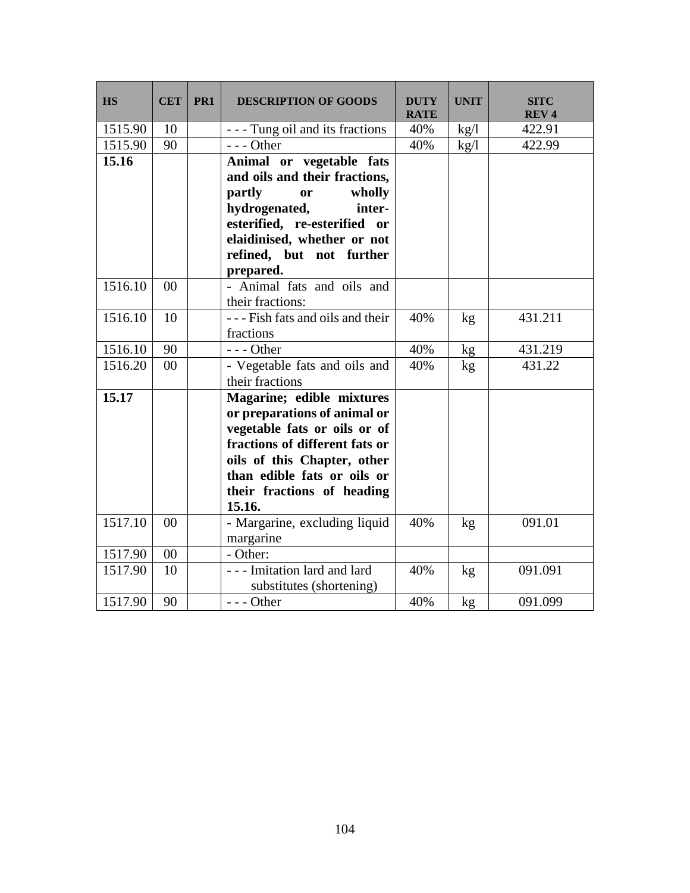| HS | CET | PR1 | DESCRIPTION OF GOODS | DUTY RATE | UNIT | SITC REV 4 |
|---|---|---|---|---|---|---|
| 1515.90 | 10 | | - - - Tung oil and its fractions | 40% | kg/l | 422.91 |
| 1515.90 | 90 | | - - - Other | 40% | kg/l | 422.99 |
| **15.16** | | | **Animal or vegetable fats and oils and their fractions, partly or wholly hydrogenated, inter-esterified, re-esterified or elaidinised, whether or not refined, but not further prepared.** | | | |
| 1516.10 | 00 | | - Animal fats and oils and their fractions: | | | |
| 1516.10 | 10 | | - - - Fish fats and oils and their fractions | 40% | kg | 431.211 |
| 1516.10 | 90 | | - - - Other | 40% | kg | 431.219 |
| 1516.20 | 00 | | - Vegetable fats and oils and their fractions | 40% | kg | 431.22 |
| **15.17** | | | **Magarine; edible mixtures or preparations of animal or vegetable fats or oils or of fractions of different fats or oils of this Chapter, other than edible fats or oils or their fractions of heading 15.16.** | | | |
| 1517.10 | 00 | | - Margarine, excluding liquid margarine | 40% | kg | 091.01 |
| 1517.90 | 00 | | - Other: | | | |
| 1517.90 | 10 | | - - - Imitation lard and lard substitutes (shortening) | 40% | kg | 091.091 |
| 1517.90 | 90 | | - - - Other | 40% | kg | 091.099 |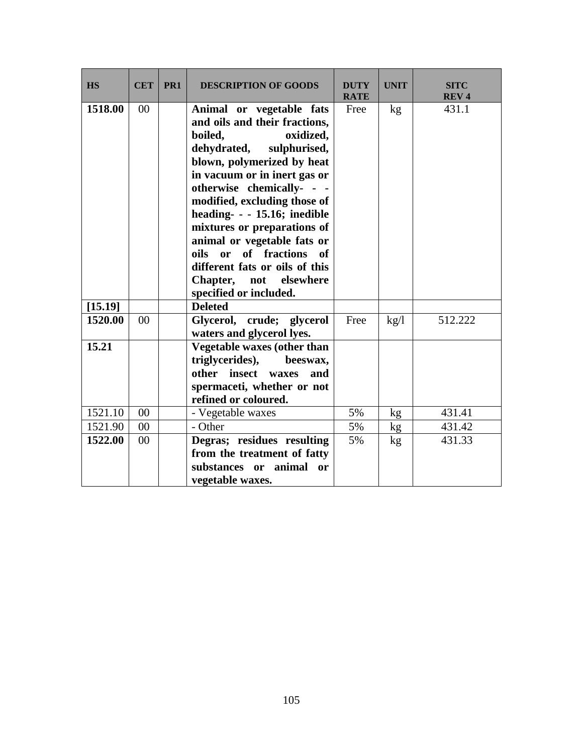| HS | CET | PR1 | DESCRIPTION OF GOODS | DUTY RATE | UNIT | SITC REV 4 |
|---|---|---|---|---|---|---|
| **1518.00** | 00 | | **Animal or vegetable fats and oils and their fractions, boiled, oxidized, dehydrated, sulphurised, blown, polymerized by heat in vacuum or in inert gas or otherwise chemically- - - modified, excluding those of heading- - - 15.16; inedible mixtures or preparations of animal or vegetable fats or oils or of fractions of different fats or oils of this Chapter, not elsewhere specified or included.** | Free | kg | 431.1 |
| **[15.19]** | | | **Deleted** | | | |
| **1520.00** | 00 | | **Glycerol, crude; glycerol waters and glycerol lyes.** | Free | kg/l | 512.222 |
| **15.21** | | | **Vegetable waxes (other than triglycerides), beeswax, other insect waxes and spermaceti, whether or not refined or coloured.** | | | |
| 1521.10 | 00 | | - Vegetable waxes | 5% | kg | 431.41 |
| 1521.90 | 00 | | - Other | 5% | kg | 431.42 |
| **1522.00** | 00 | | **Degras; residues resulting from the treatment of fatty substances or animal or vegetable waxes.** | 5% | kg | 431.33 |